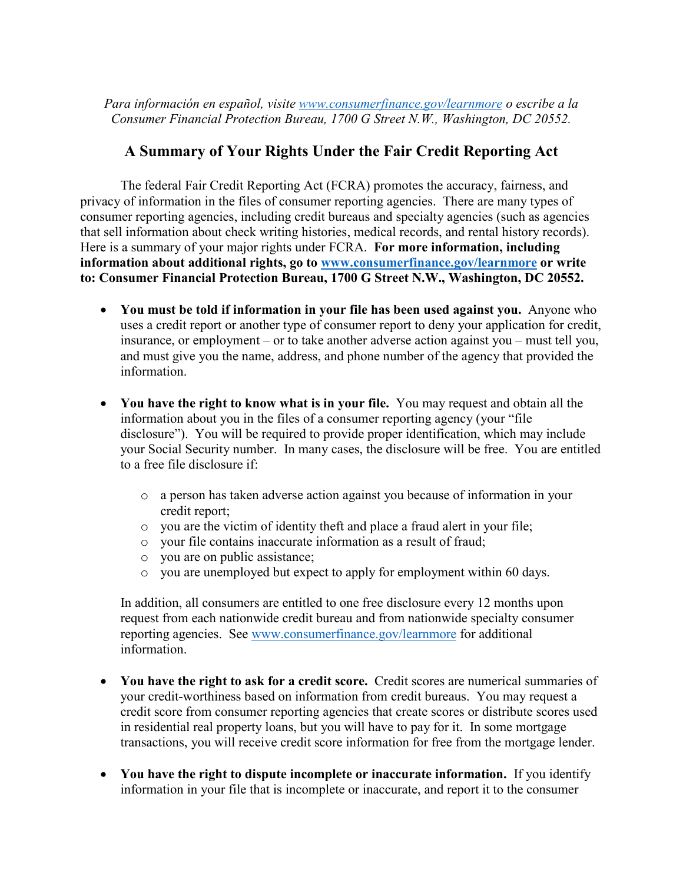*Para información en español, visite [www.consumerfinance.gov/learnmore](www.consumerfinance.gov/learnmore) o escribe a la Consumer Financial Protection Bureau, 1700 G Street N.W., Washington, DC 20552.*

# A Summary of Your Rights Under the Fair Credit Reporting Act

The federal Fair Credit Reporting Act (FCRA) promotes the accuracy, fairness, and privacy of information in the files of consumer reporting agencies. There are many types of consumer reporting agencies, including credit bureaus and specialty agencies (such as agencies that sell information about check writing histories, medical records, and rental history records). Here is a summary of your major rights under FCRA. **For more information, including information about additional rights, go to [www.consumerfinance.gov/learnmore](www.consumerfinance.gov/learnmore) or write to: Consumer Financial Protection Bureau, 1700 G Street N.W., Washington, DC 20552.**

- **You must be told if information in your file has been used against you.** Anyone who uses a credit report or another type of consumer report to deny your application for credit, insurance, or employment – or to take another adverse action against you – must tell you, and must give you the name, address, and phone number of the agency that provided the information.

- **You have the right to know what is in your file.** You may request and obtain all the information about you in the files of a consumer reporting agency (your "file disclosure"). You will be required to provide proper identification, which may include your Social Security number. In many cases, the disclosure will be free. You are entitled to a free file disclosure if:

  - a person has taken adverse action against you because of information in your credit report;
  - you are the victim of identity theft and place a fraud alert in your file;
  - your file contains inaccurate information as a result of fraud;
  - you are on public assistance;
  - you are unemployed but expect to apply for employment within 60 days.

  In addition, all consumers are entitled to one free disclosure every 12 months upon request from each nationwide credit bureau and from nationwide specialty consumer reporting agencies. See [www.consumerfinance.gov/learnmore](www.consumerfinance.gov/learnmore) for additional information.

- **You have the right to ask for a credit score.** Credit scores are numerical summaries of your credit-worthiness based on information from credit bureaus. You may request a credit score from consumer reporting agencies that create scores or distribute scores used in residential real property loans, but you will have to pay for it. In some mortgage transactions, you will receive credit score information for free from the mortgage lender.

- **You have the right to dispute incomplete or inaccurate information.** If you identify information in your file that is incomplete or inaccurate, and report it to the consumer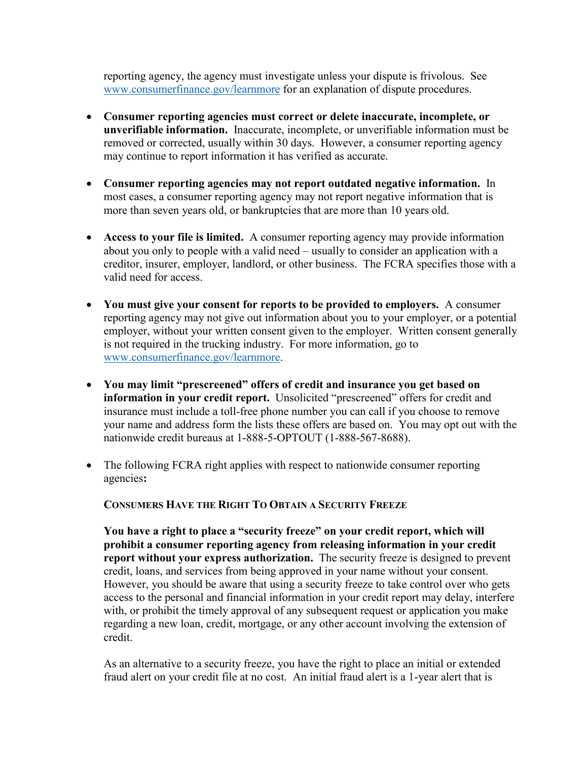reporting agency, the agency must investigate unless your dispute is frivolous. See www.consumerfinance.gov/learnmore for an explanation of dispute procedures.

- **Consumer reporting agencies must correct or delete inaccurate, incomplete, or unverifiable information.** Inaccurate, incomplete, or unverifiable information must be removed or corrected, usually within 30 days. However, a consumer reporting agency may continue to report information it has verified as accurate.

- **Consumer reporting agencies may not report outdated negative information.** In most cases, a consumer reporting agency may not report negative information that is more than seven years old, or bankruptcies that are more than 10 years old.

- **Access to your file is limited.** A consumer reporting agency may provide information about you only to people with a valid need – usually to consider an application with a creditor, insurer, employer, landlord, or other business. The FCRA specifies those with a valid need for access.

- **You must give your consent for reports to be provided to employers.** A consumer reporting agency may not give out information about you to your employer, or a potential employer, without your written consent given to the employer. Written consent generally is not required in the trucking industry. For more information, go to www.consumerfinance.gov/learnmore.

- **You may limit "prescreened" offers of credit and insurance you get based on information in your credit report.** Unsolicited "prescreened" offers for credit and insurance must include a toll-free phone number you can call if you choose to remove your name and address form the lists these offers are based on. You may opt out with the nationwide credit bureaus at 1-888-5-OPTOUT (1-888-567-8688).

- The following FCRA right applies with respect to nationwide consumer reporting agencies**:**

  **CONSUMERS HAVE THE RIGHT TO OBTAIN A SECURITY FREEZE**

  **You have a right to place a "security freeze" on your credit report, which will prohibit a consumer reporting agency from releasing information in your credit report without your express authorization.** The security freeze is designed to prevent credit, loans, and services from being approved in your name without your consent. However, you should be aware that using a security freeze to take control over who gets access to the personal and financial information in your credit report may delay, interfere with, or prohibit the timely approval of any subsequent request or application you make regarding a new loan, credit, mortgage, or any other account involving the extension of credit.

  As an alternative to a security freeze, you have the right to place an initial or extended fraud alert on your credit file at no cost. An initial fraud alert is a 1-year alert that is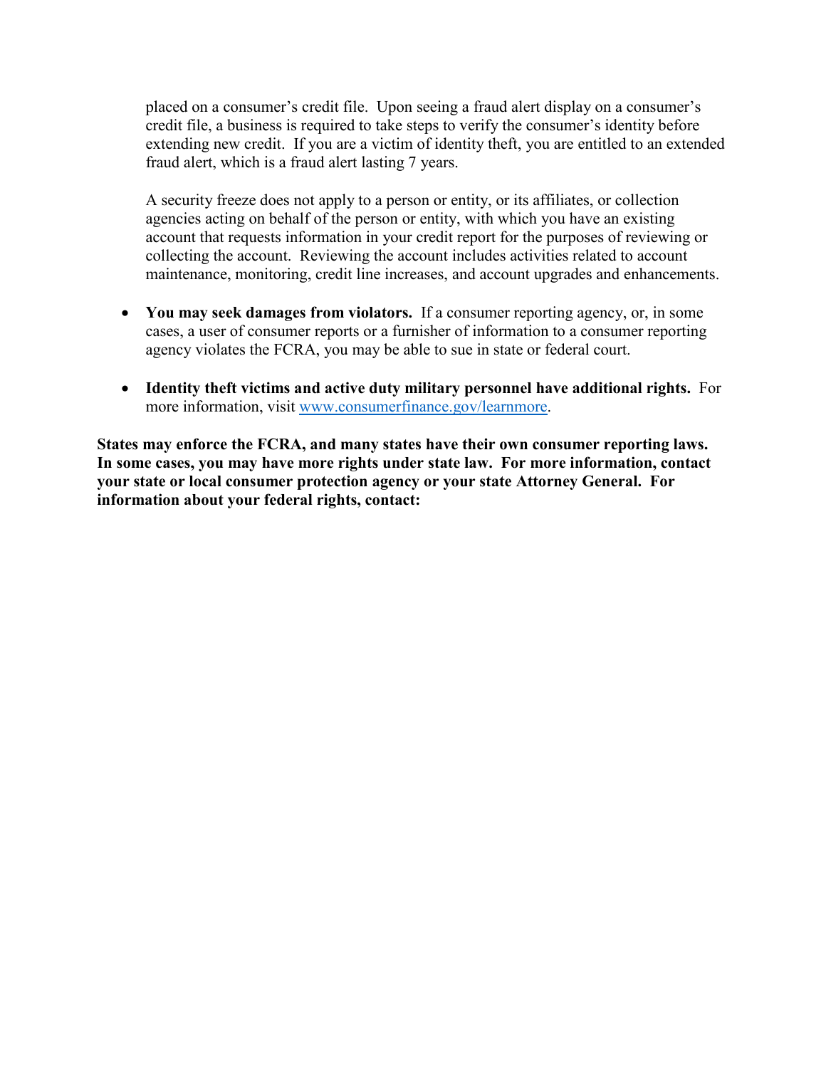placed on a consumer's credit file. Upon seeing a fraud alert display on a consumer's credit file, a business is required to take steps to verify the consumer's identity before extending new credit. If you are a victim of identity theft, you are entitled to an extended fraud alert, which is a fraud alert lasting 7 years.

A security freeze does not apply to a person or entity, or its affiliates, or collection agencies acting on behalf of the person or entity, with which you have an existing account that requests information in your credit report for the purposes of reviewing or collecting the account. Reviewing the account includes activities related to account maintenance, monitoring, credit line increases, and account upgrades and enhancements.

- **You may seek damages from violators.** If a consumer reporting agency, or, in some cases, a user of consumer reports or a furnisher of information to a consumer reporting agency violates the FCRA, you may be able to sue in state or federal court.
- **Identity theft victims and active duty military personnel have additional rights.** For more information, visit [www.consumerfinance.gov/learnmore](www.consumerfinance.gov/learnmore).

**States may enforce the FCRA, and many states have their own consumer reporting laws. In some cases, you may have more rights under state law. For more information, contact your state or local consumer protection agency or your state Attorney General. For information about your federal rights, contact:**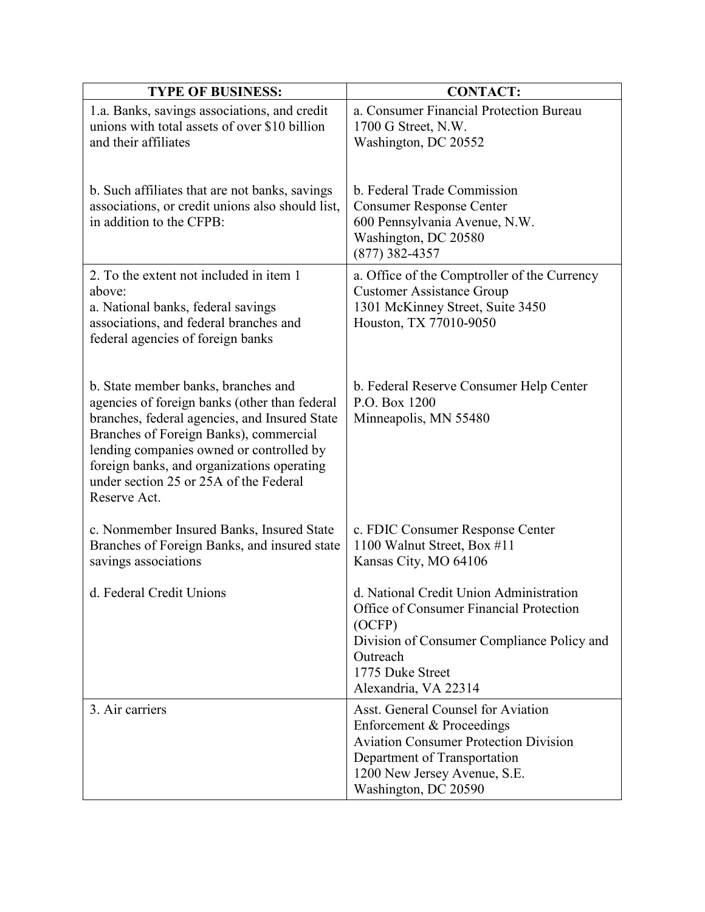| TYPE OF BUSINESS: | CONTACT: |
|---|---|
| 1.a. Banks, savings associations, and credit unions with total assets of over $10 billion and their affiliates | a. Consumer Financial Protection Bureau<br>1700 G Street, N.W.<br>Washington, DC 20552 |
| b. Such affiliates that are not banks, savings associations, or credit unions also should list, in addition to the CFPB: | b. Federal Trade Commission<br>Consumer Response Center<br>600 Pennsylvania Avenue, N.W.<br>Washington, DC 20580<br>(877) 382-4357 |
| 2. To the extent not included in item 1 above:<br>a. National banks, federal savings associations, and federal branches and federal agencies of foreign banks | a. Office of the Comptroller of the Currency<br>Customer Assistance Group<br>1301 McKinney Street, Suite 3450<br>Houston, TX 77010-9050 |
| b. State member banks, branches and agencies of foreign banks (other than federal branches, federal agencies, and Insured State Branches of Foreign Banks), commercial lending companies owned or controlled by foreign banks, and organizations operating under section 25 or 25A of the Federal Reserve Act. | b. Federal Reserve Consumer Help Center<br>P.O. Box 1200<br>Minneapolis, MN 55480 |
| c. Nonmember Insured Banks, Insured State Branches of Foreign Banks, and insured state savings associations | c. FDIC Consumer Response Center<br>1100 Walnut Street, Box #11<br>Kansas City, MO 64106 |
| d. Federal Credit Unions | d. National Credit Union Administration<br>Office of Consumer Financial Protection (OCFP)<br>Division of Consumer Compliance Policy and Outreach<br>1775 Duke Street<br>Alexandria, VA 22314 |
| 3. Air carriers | Asst. General Counsel for Aviation Enforcement & Proceedings<br>Aviation Consumer Protection Division<br>Department of Transportation<br>1200 New Jersey Avenue, S.E.<br>Washington, DC 20590 |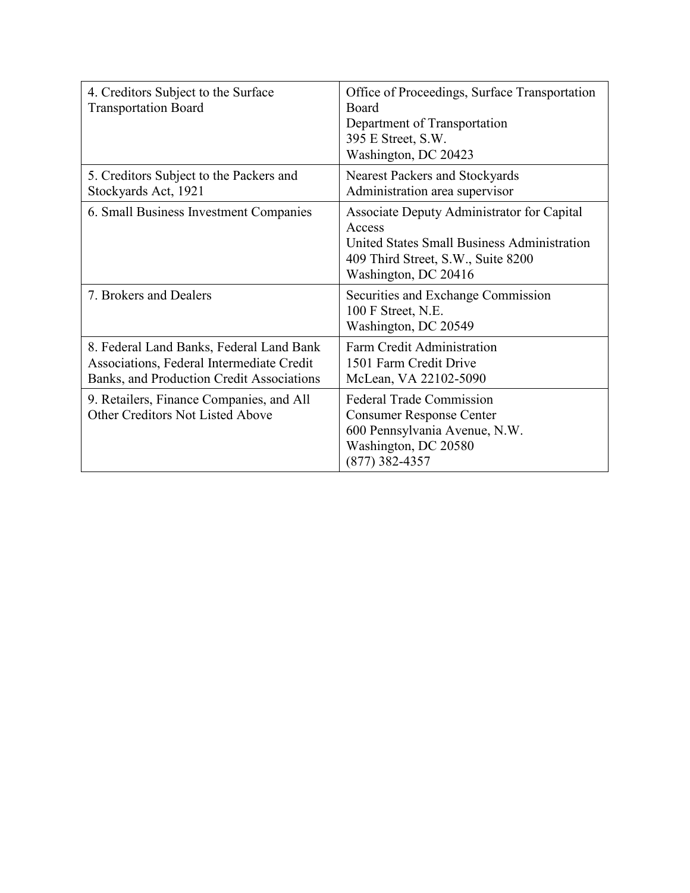| | |
|---|---|
| 4. Creditors Subject to the Surface Transportation Board | Office of Proceedings, Surface Transportation Board<br>Department of Transportation<br>395 E Street, S.W.<br>Washington, DC 20423 |
| 5. Creditors Subject to the Packers and Stockyards Act, 1921 | Nearest Packers and Stockyards Administration area supervisor |
| 6. Small Business Investment Companies | Associate Deputy Administrator for Capital Access<br>United States Small Business Administration<br>409 Third Street, S.W., Suite 8200<br>Washington, DC 20416 |
| 7. Brokers and Dealers | Securities and Exchange Commission<br>100 F Street, N.E.<br>Washington, DC 20549 |
| 8. Federal Land Banks, Federal Land Bank Associations, Federal Intermediate Credit Banks, and Production Credit Associations | Farm Credit Administration<br>1501 Farm Credit Drive<br>McLean, VA 22102-5090 |
| 9. Retailers, Finance Companies, and All Other Creditors Not Listed Above | Federal Trade Commission<br>Consumer Response Center<br>600 Pennsylvania Avenue, N.W.<br>Washington, DC 20580<br>(877) 382-4357 |